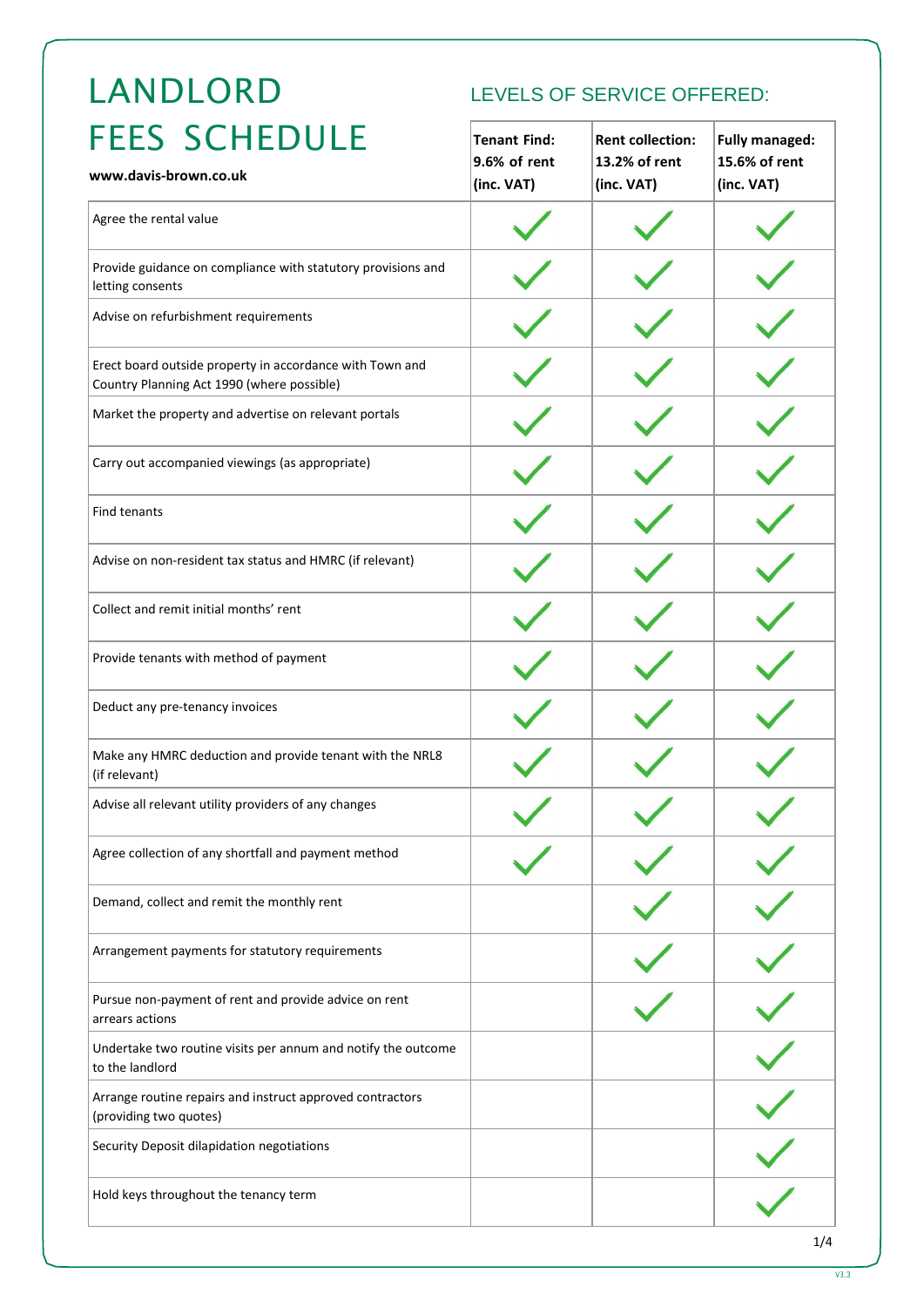# LANDLORD FEES SCHEDULE

**www.davis-brown.co.uk**

## LEVELS OF SERVICE OFFERED:

| | **Tenant Find: 9.6% of rent (inc. VAT)** | **Rent collection: 13.2% of rent (inc. VAT)** | **Fully managed: 15.6% of rent (inc. VAT)** |
|---|---|---|---|
| Agree the rental value | ✓ | ✓ | ✓ |
| Provide guidance on compliance with statutory provisions and letting consents | ✓ | ✓ | ✓ |
| Advise on refurbishment requirements | ✓ | ✓ | ✓ |
| Erect board outside property in accordance with Town and Country Planning Act 1990 (where possible) | ✓ | ✓ | ✓ |
| Market the property and advertise on relevant portals | ✓ | ✓ | ✓ |
| Carry out accompanied viewings (as appropriate) | ✓ | ✓ | ✓ |
| Find tenants | ✓ | ✓ | ✓ |
| Advise on non-resident tax status and HMRC (if relevant) | ✓ | ✓ | ✓ |
| Collect and remit initial months' rent | ✓ | ✓ | ✓ |
| Provide tenants with method of payment | ✓ | ✓ | ✓ |
| Deduct any pre-tenancy invoices | ✓ | ✓ | ✓ |
| Make any HMRC deduction and provide tenant with the NRL8 (if relevant) | ✓ | ✓ | ✓ |
| Advise all relevant utility providers of any changes | ✓ | ✓ | ✓ |
| Agree collection of any shortfall and payment method | ✓ | ✓ | ✓ |
| Demand, collect and remit the monthly rent | | ✓ | ✓ |
| Arrangement payments for statutory requirements | | ✓ | ✓ |
| Pursue non-payment of rent and provide advice on rent arrears actions | | ✓ | ✓ |
| Undertake two routine visits per annum and notify the outcome to the landlord | | | ✓ |
| Arrange routine repairs and instruct approved contractors (providing two quotes) | | | ✓ |
| Security Deposit dilapidation negotiations | | | ✓ |
| Hold keys throughout the tenancy term | | | ✓ |

V3.3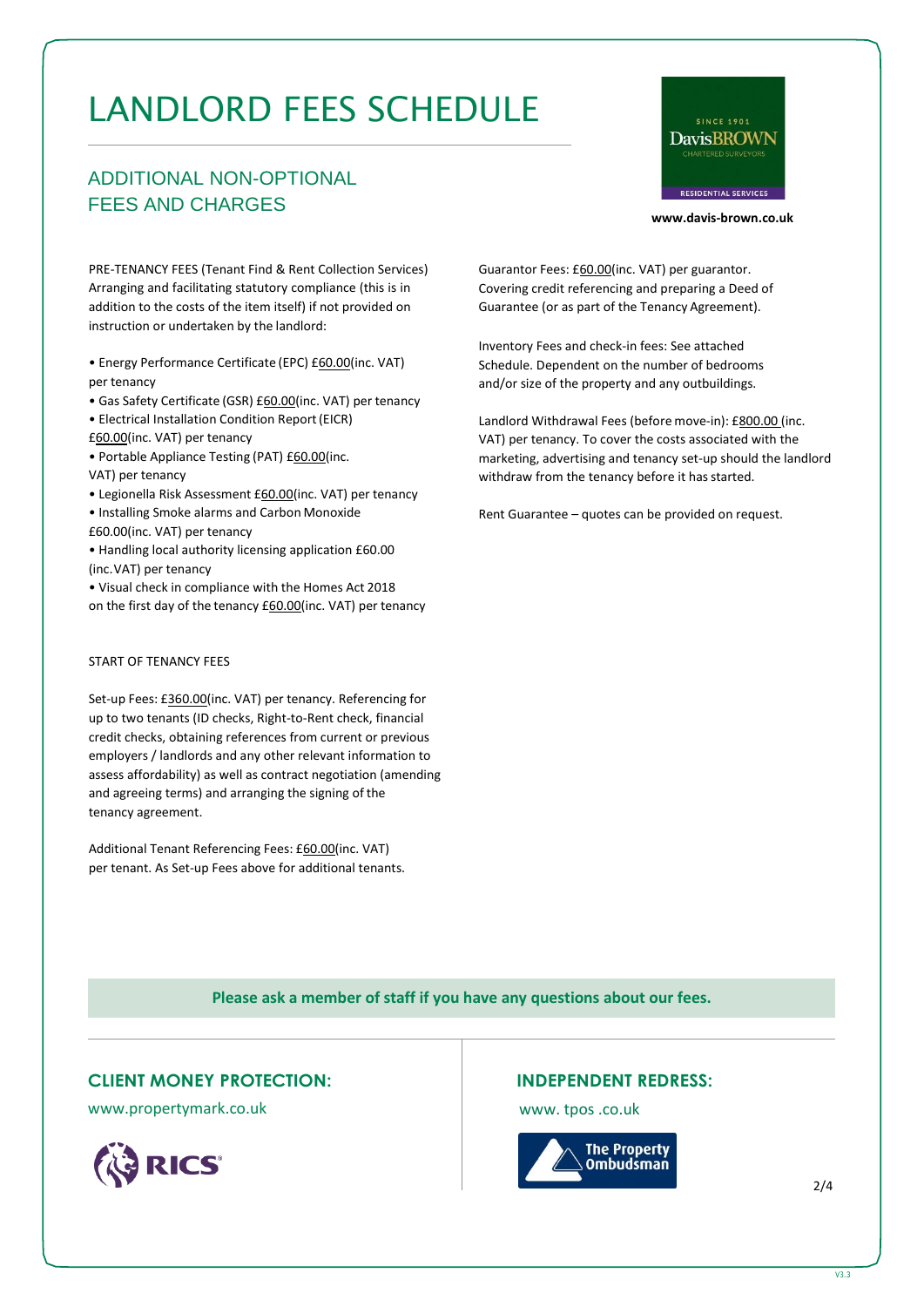# LANDLORD FEES SCHEDULE

## ADDITIONAL NON-OPTIONAL FEES AND CHARGES

www.davis-brown.co.uk

PRE-TENANCY FEES (Tenant Find & Rent Collection Services) Arranging and facilitating statutory compliance (this is in addition to the costs of the item itself) if not provided on instruction or undertaken by the landlord:

- Energy Performance Certificate (EPC) £60.00(inc. VAT) per tenancy
- Gas Safety Certificate (GSR) £60.00(inc. VAT) per tenancy
- Electrical Installation Condition Report (EICR) £60.00(inc. VAT) per tenancy
- Portable Appliance Testing (PAT) £60.00(inc. VAT) per tenancy
- Legionella Risk Assessment £60.00(inc. VAT) per tenancy
- Installing Smoke alarms and Carbon Monoxide £60.00(inc. VAT) per tenancy
- Handling local authority licensing application £60.00 (inc. VAT) per tenancy
- Visual check in compliance with the Homes Act 2018 on the first day of the tenancy £60.00(inc. VAT) per tenancy

START OF TENANCY FEES

Set-up Fees: £360.00(inc. VAT) per tenancy. Referencing for up to two tenants (ID checks, Right-to-Rent check, financial credit checks, obtaining references from current or previous employers / landlords and any other relevant information to assess affordability) as well as contract negotiation (amending and agreeing terms) and arranging the signing of the tenancy agreement.

Additional Tenant Referencing Fees: £60.00(inc. VAT) per tenant. As Set-up Fees above for additional tenants.

Guarantor Fees: £60.00(inc. VAT) per guarantor. Covering credit referencing and preparing a Deed of Guarantee (or as part of the Tenancy Agreement).

Inventory Fees and check-in fees: See attached Schedule. Dependent on the number of bedrooms and/or size of the property and any outbuildings.

Landlord Withdrawal Fees (before move-in): £800.00 (inc. VAT) per tenancy. To cover the costs associated with the marketing, advertising and tenancy set-up should the landlord withdraw from the tenancy before it has started.

Rent Guarantee – quotes can be provided on request.

**Please ask a member of staff if you have any questions about our fees.**

### CLIENT MONEY PROTECTION:

www.propertymark.co.uk

### INDEPENDENT REDRESS:

www. tpos .co.uk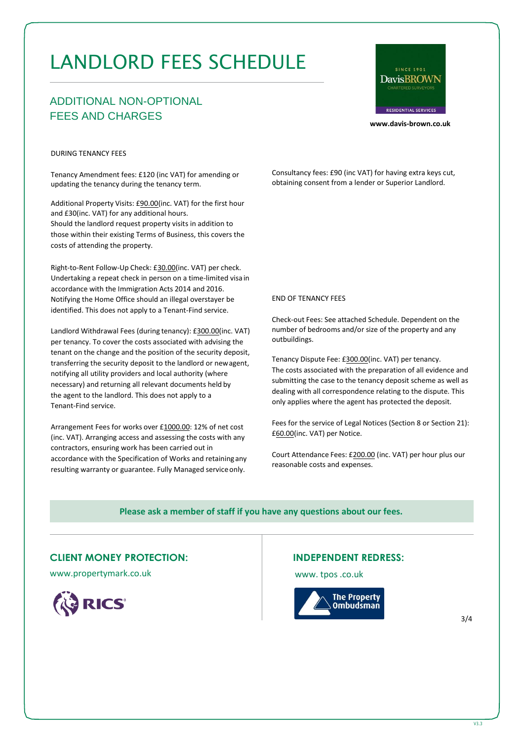# LANDLORD FEES SCHEDULE

## ADDITIONAL NON-OPTIONAL FEES AND CHARGES

www.davis-brown.co.uk

DURING TENANCY FEES

Tenancy Amendment fees: £120 (inc VAT) for amending or updating the tenancy during the tenancy term.

Additional Property Visits: £90.00(inc. VAT) for the first hour and £30(inc. VAT) for any additional hours.
Should the landlord request property visits in addition to those within their existing Terms of Business, this covers the costs of attending the property.

Right-to-Rent Follow-Up Check: £30.00(inc. VAT) per check. Undertaking a repeat check in person on a time-limited visa in accordance with the Immigration Acts 2014 and 2016. Notifying the Home Office should an illegal overstayer be identified. This does not apply to a Tenant-Find service.

Landlord Withdrawal Fees (during tenancy): £300.00(inc. VAT) per tenancy. To cover the costs associated with advising the tenant on the change and the position of the security deposit, transferring the security deposit to the landlord or new agent, notifying all utility providers and local authority (where necessary) and returning all relevant documents held by the agent to the landlord. This does not apply to a Tenant-Find service.

Arrangement Fees for works over £1000.00: 12% of net cost (inc. VAT). Arranging access and assessing the costs with any contractors, ensuring work has been carried out in accordance with the Specification of Works and retaining any resulting warranty or guarantee. Fully Managed service only.

Consultancy fees: £90 (inc VAT) for having extra keys cut, obtaining consent from a lender or Superior Landlord.

END OF TENANCY FEES

Check-out Fees: See attached Schedule. Dependent on the number of bedrooms and/or size of the property and any outbuildings.

Tenancy Dispute Fee: £300.00(inc. VAT) per tenancy. The costs associated with the preparation of all evidence and submitting the case to the tenancy deposit scheme as well as dealing with all correspondence relating to the dispute. This only applies where the agent has protected the deposit.

Fees for the service of Legal Notices (Section 8 or Section 21): £60.00(inc. VAT) per Notice.

Court Attendance Fees: £200.00 (inc. VAT) per hour plus our reasonable costs and expenses.

**Please ask a member of staff if you have any questions about our fees.**

### CLIENT MONEY PROTECTION:

www.propertymark.co.uk

### INDEPENDENT REDRESS:

www. tpos .co.uk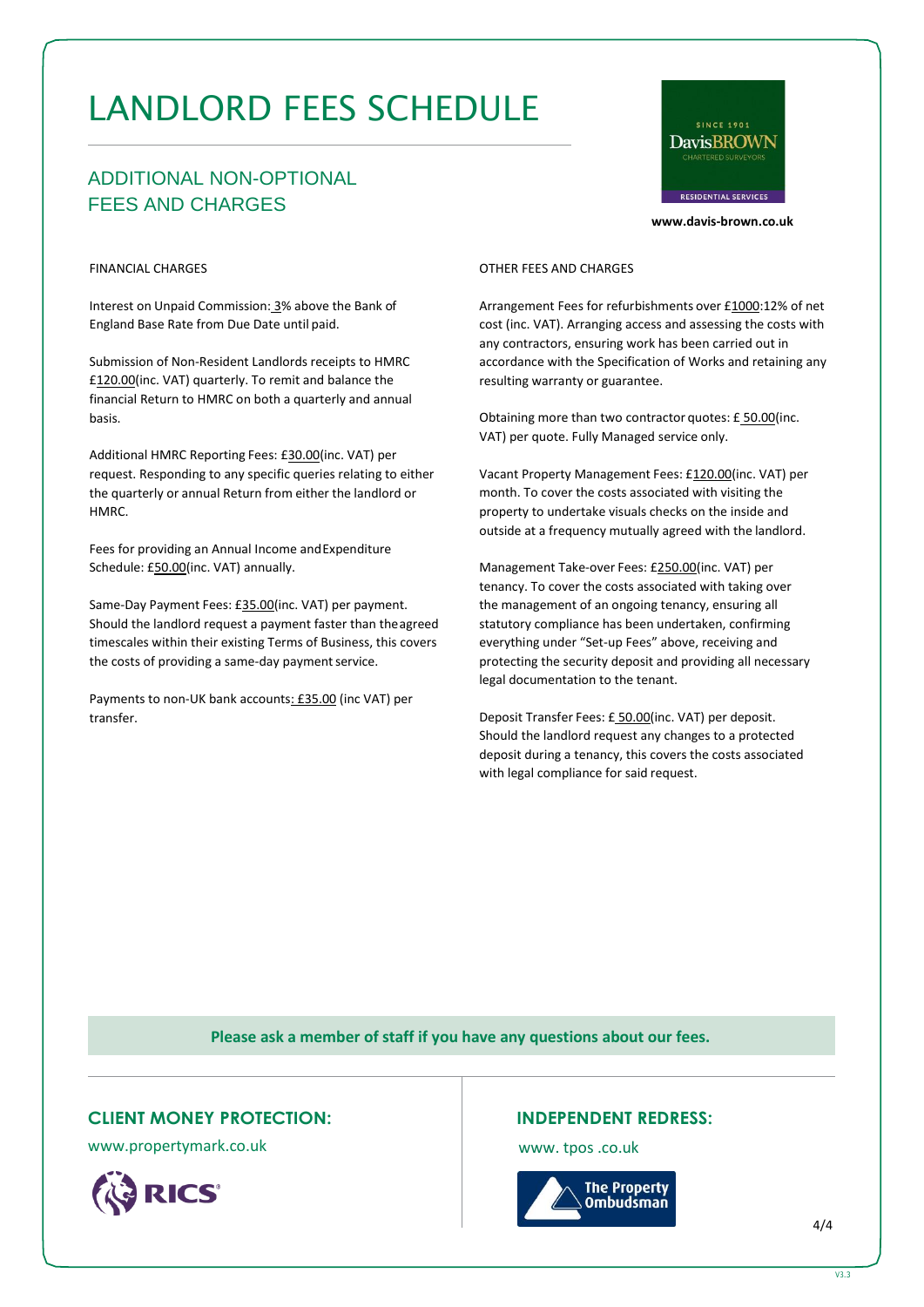# LANDLORD FEES SCHEDULE

## ADDITIONAL NON-OPTIONAL FEES AND CHARGES

www.davis-brown.co.uk

### FINANCIAL CHARGES

Interest on Unpaid Commission: 3% above the Bank of England Base Rate from Due Date until paid.

Submission of Non-Resident Landlords receipts to HMRC £120.00(inc. VAT) quarterly. To remit and balance the financial Return to HMRC on both a quarterly and annual basis.

Additional HMRC Reporting Fees: £30.00(inc. VAT) per request. Responding to any specific queries relating to either the quarterly or annual Return from either the landlord or HMRC.

Fees for providing an Annual Income and Expenditure Schedule: £50.00(inc. VAT) annually.

Same-Day Payment Fees: £35.00(inc. VAT) per payment. Should the landlord request a payment faster than the agreed timescales within their existing Terms of Business, this covers the costs of providing a same-day payment service.

Payments to non-UK bank accounts: £35.00 (inc VAT) per transfer.

### OTHER FEES AND CHARGES

Arrangement Fees for refurbishments over £1000:12% of net cost (inc. VAT). Arranging access and assessing the costs with any contractors, ensuring work has been carried out in accordance with the Specification of Works and retaining any resulting warranty or guarantee.

Obtaining more than two contractor quotes: £ 50.00(inc. VAT) per quote. Fully Managed service only.

Vacant Property Management Fees: £120.00(inc. VAT) per month. To cover the costs associated with visiting the property to undertake visuals checks on the inside and outside at a frequency mutually agreed with the landlord.

Management Take-over Fees: £250.00(inc. VAT) per tenancy. To cover the costs associated with taking over the management of an ongoing tenancy, ensuring all statutory compliance has been undertaken, confirming everything under "Set-up Fees" above, receiving and protecting the security deposit and providing all necessary legal documentation to the tenant.

Deposit Transfer Fees: £ 50.00(inc. VAT) per deposit. Should the landlord request any changes to a protected deposit during a tenancy, this covers the costs associated with legal compliance for said request.

**Please ask a member of staff if you have any questions about our fees.**

### CLIENT MONEY PROTECTION:

www.propertymark.co.uk

### INDEPENDENT REDRESS:

www. tpos .co.uk